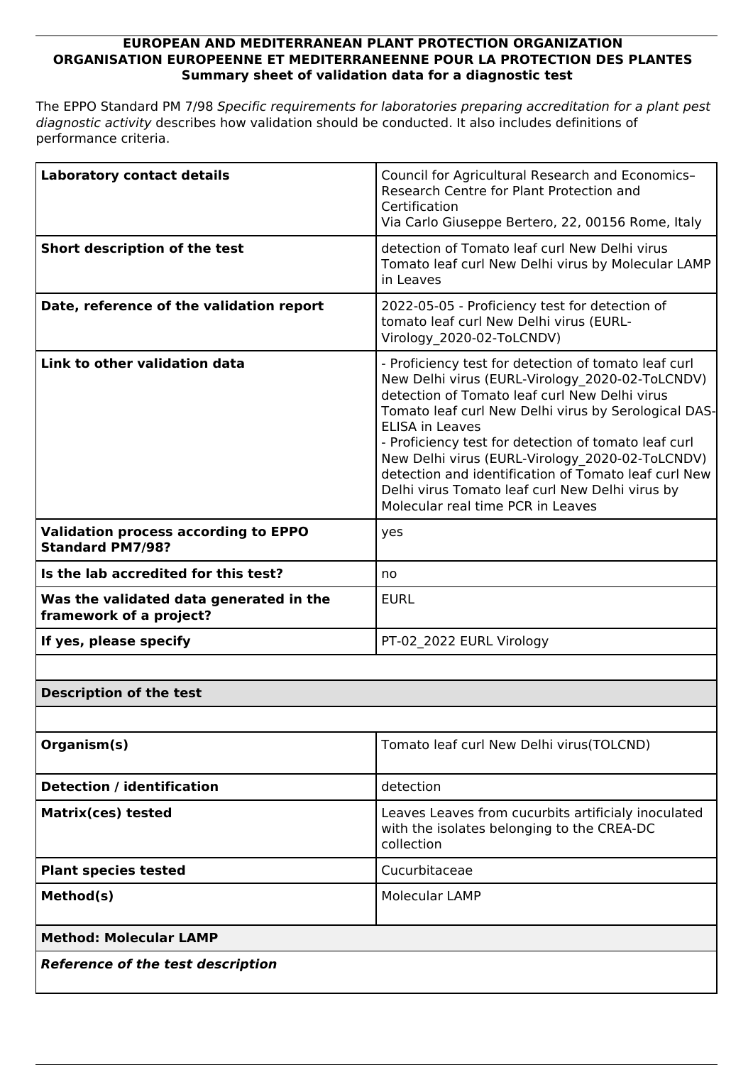**EUROPEAN AND MEDITERRANEAN PLANT PROTECTION ORGANIZATION**
**ORGANISATION EUROPEENNE ET MEDITERRANEENNE POUR LA PROTECTION DES PLANTES**
**Summary sheet of validation data for a diagnostic test**

The EPPO Standard PM 7/98 *Specific requirements for laboratories preparing accreditation for a plant pest diagnostic activity* describes how validation should be conducted. It also includes definitions of performance criteria.

| | |
|---|---|
| **Laboratory contact details** | Council for Agricultural Research and Economics–Research Centre for Plant Protection and Certification<br>Via Carlo Giuseppe Bertero, 22, 00156 Rome, Italy |
| **Short description of the test** | detection of Tomato leaf curl New Delhi virus Tomato leaf curl New Delhi virus by Molecular LAMP in Leaves |
| **Date, reference of the validation report** | 2022-05-05 - Proficiency test for detection of tomato leaf curl New Delhi virus (EURL-Virology_2020-02-ToLCNDV) |
| **Link to other validation data** | - Proficiency test for detection of tomato leaf curl New Delhi virus (EURL-Virology_2020-02-ToLCNDV) detection of Tomato leaf curl New Delhi virus Tomato leaf curl New Delhi virus by Serological DAS-ELISA in Leaves<br>- Proficiency test for detection of tomato leaf curl New Delhi virus (EURL-Virology_2020-02-ToLCNDV) detection and identification of Tomato leaf curl New Delhi virus Tomato leaf curl New Delhi virus by Molecular real time PCR in Leaves |
| **Validation process according to EPPO Standard PM7/98?** | yes |
| **Is the lab accredited for this test?** | no |
| **Was the validated data generated in the framework of a project?** | EURL |
| **If yes, please specify** | PT-02_2022 EURL Virology |

**Description of the test**

| | |
|---|---|
| **Organism(s)** | Tomato leaf curl New Delhi virus(TOLCND) |
| **Detection / identification** | detection |
| **Matrix(ces) tested** | Leaves Leaves from cucurbits artificialy inoculated with the isolates belonging to the CREA-DC collection |
| **Plant species tested** | Cucurbitaceae |
| **Method(s)** | Molecular LAMP |

**Method: Molecular LAMP**

***Reference of the test description***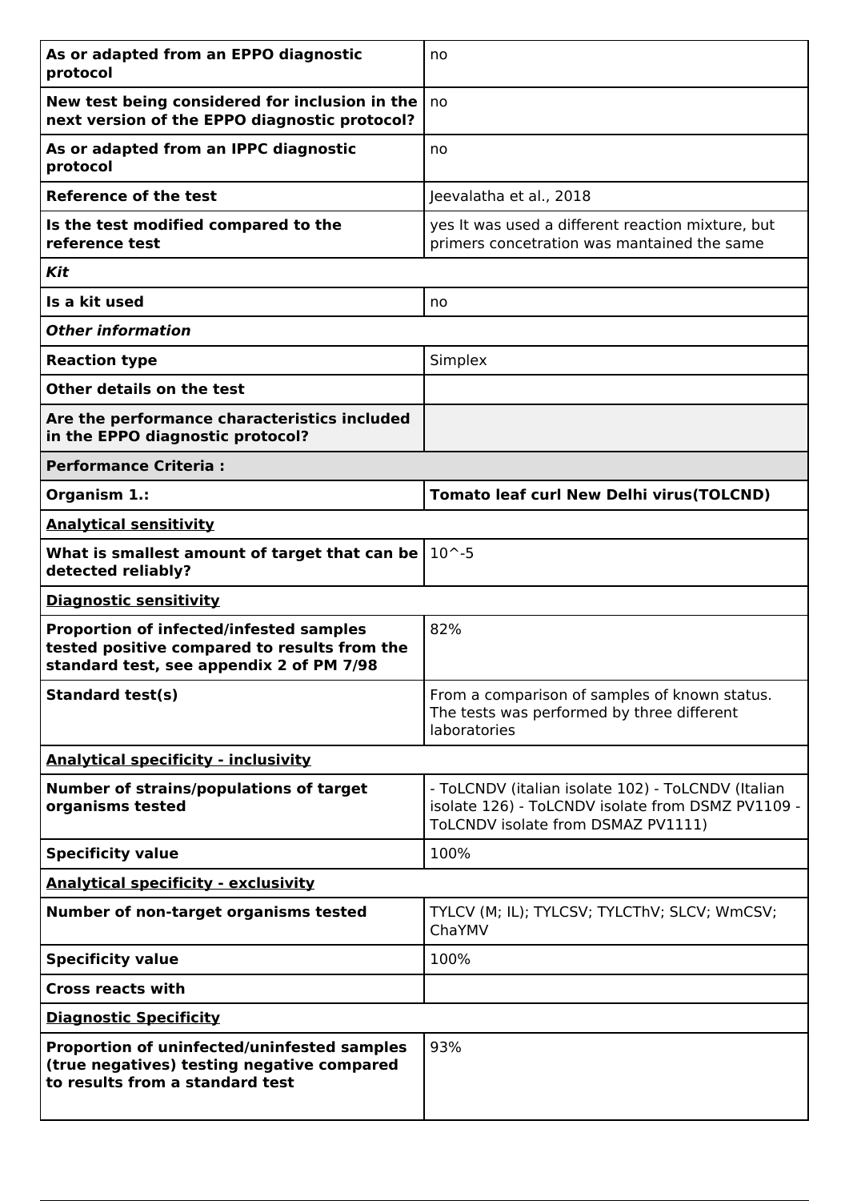| | |
|---|---|
| **As or adapted from an EPPO diagnostic protocol** | no |
| **New test being considered for inclusion in the next version of the EPPO diagnostic protocol?** | no |
| **As or adapted from an IPPC diagnostic protocol** | no |
| **Reference of the test** | Jeevalatha et al., 2018 |
| **Is the test modified compared to the reference test** | yes It was used a different reaction mixture, but primers concetration was mantained the same |
| ***Kit*** | |
| **Is a kit used** | no |
| ***Other information*** | |
| **Reaction type** | Simplex |
| **Other details on the test** | |
| **Are the performance characteristics included in the EPPO diagnostic protocol?** | |
| **Performance Criteria :** | |
| **Organism 1.:** | **Tomato leaf curl New Delhi virus(TOLCND)** |
| **Analytical sensitivity** | |
| **What is smallest amount of target that can be detected reliably?** | $10^{-5}$ |
| **Diagnostic sensitivity** | |
| **Proportion of infected/infested samples tested positive compared to results from the standard test, see appendix 2 of PM 7/98** | 82% |
| **Standard test(s)** | From a comparison of samples of known status. The tests was performed by three different laboratories |
| **Analytical specificity - inclusivity** | |
| **Number of strains/populations of target organisms tested** | - ToLCNDV (italian isolate 102) - ToLCNDV (Italian isolate 126) - ToLCNDV isolate from DSMZ PV1109 - ToLCNDV isolate from DSMAZ PV1111) |
| **Specificity value** | 100% |
| **Analytical specificity - exclusivity** | |
| **Number of non-target organisms tested** | TYLCV (M; IL); TYLCSV; TYLCThV; SLCV; WmCSV; ChaYMV |
| **Specificity value** | 100% |
| **Cross reacts with** | |
| **Diagnostic Specificity** | |
| **Proportion of uninfected/uninfested samples (true negatives) testing negative compared to results from a standard test** | 93% |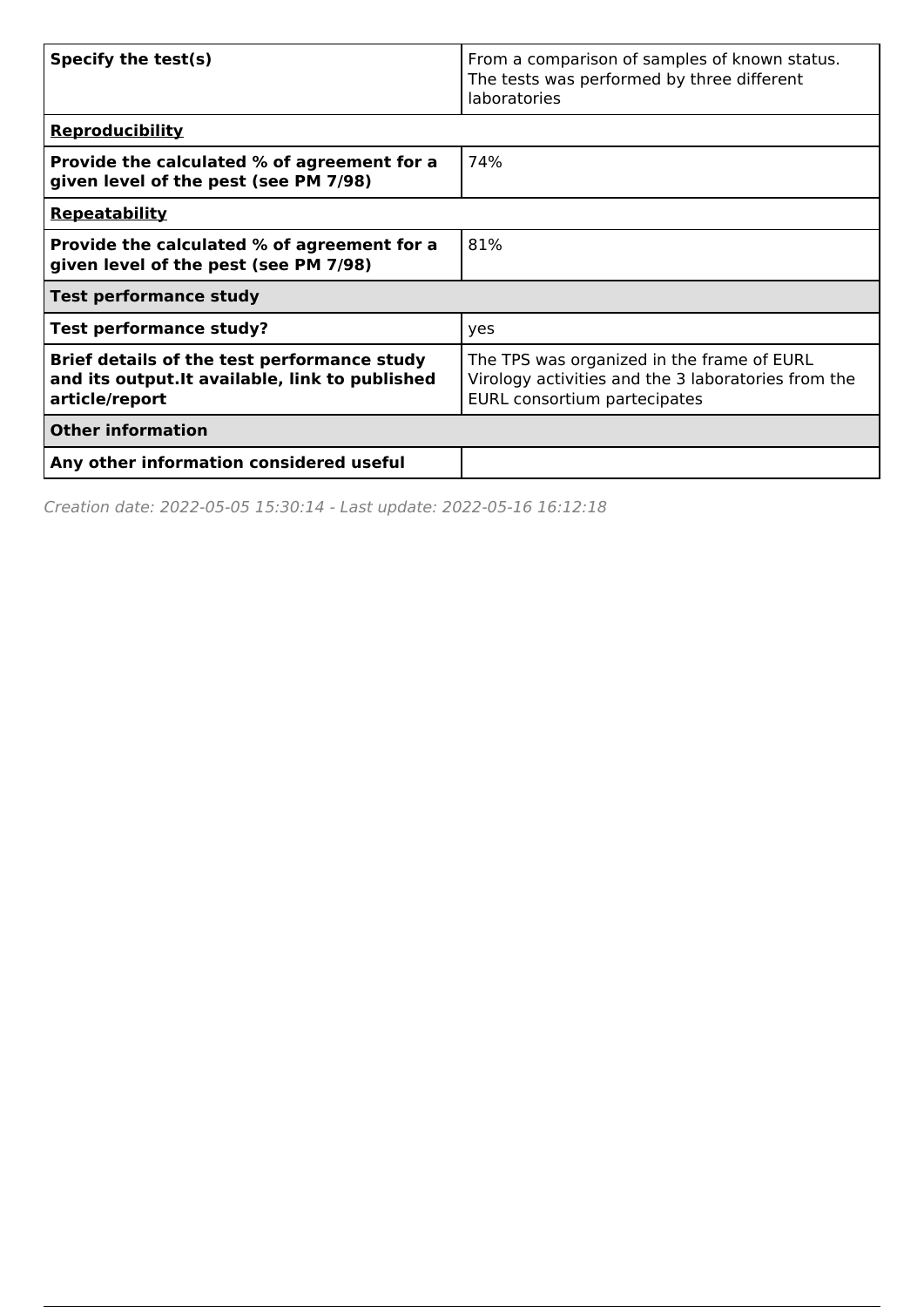| | |
|---|---|
| **Specify the test(s)** | From a comparison of samples of known status. The tests was performed by three different laboratories |
| **Reproducibility** | |
| **Provide the calculated % of agreement for a given level of the pest (see PM 7/98)** | 74% |
| **Repeatability** | |
| **Provide the calculated % of agreement for a given level of the pest (see PM 7/98)** | 81% |
| **Test performance study** | |
| **Test performance study?** | yes |
| **Brief details of the test performance study and its output.It available, link to published article/report** | The TPS was organized in the frame of EURL Virology activities and the 3 laboratories from the EURL consortium partecipates |
| **Other information** | |
| **Any other information considered useful** | |

*Creation date: 2022-05-05 15:30:14 - Last update: 2022-05-16 16:12:18*